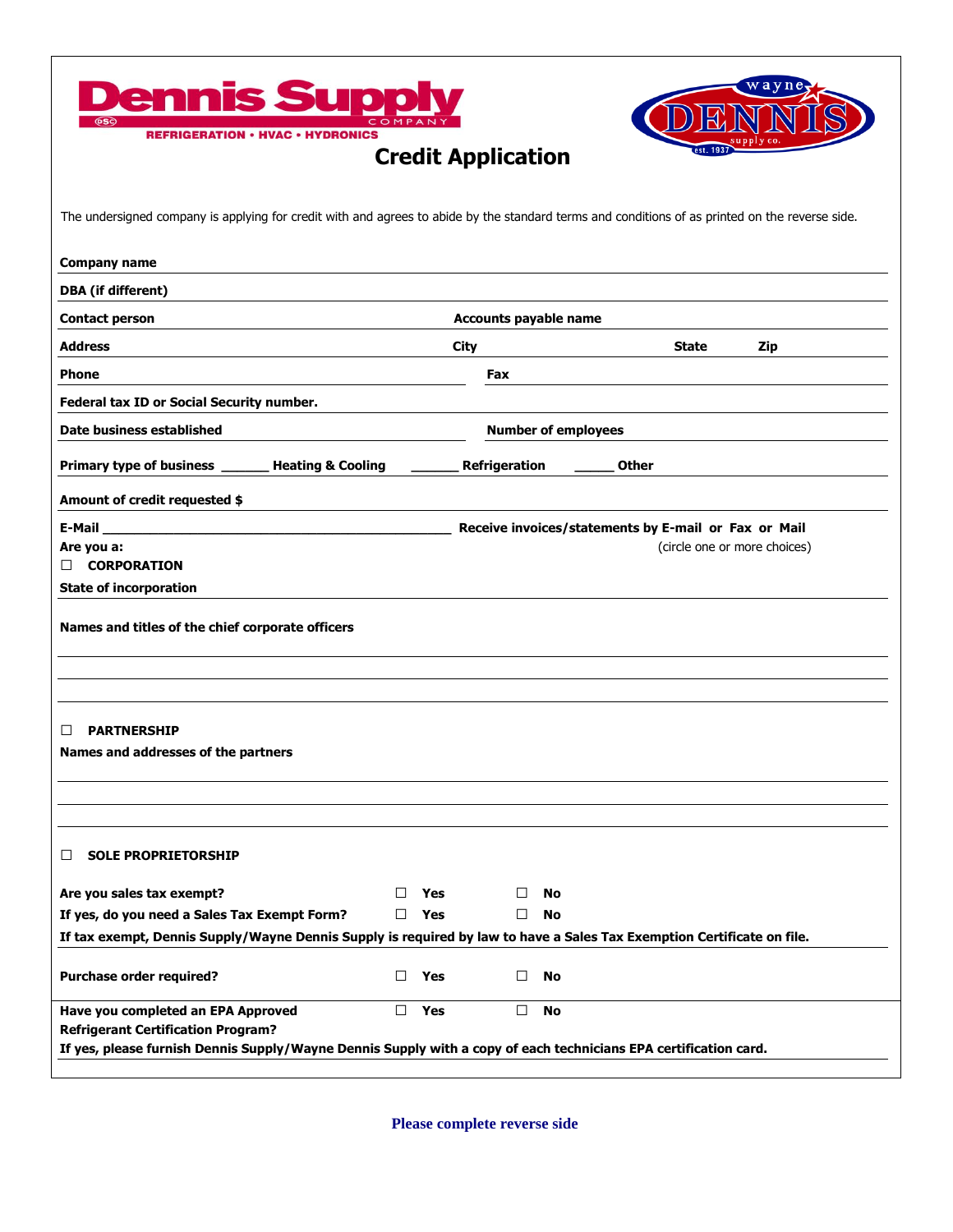Dennis Supply COMPANY

REFRIGERATION • HVAC • HYDRONICS

wayne DENNIS supply co. est. 1937

# Credit Application

The undersigned company is applying for credit with and agrees to abide by the standard terms and conditions of as printed on the reverse side.

**Company name** ______________________________

**DBA (if different)** ______________________________

**Contact person** ______________________________ **Accounts payable name** ______________________________

**Address** ______________________________ **City** ______________ **State** ______ **Zip** ______

**Phone** ______________________________ **Fax** ______________________________

**Federal tax ID or Social Security number.** ______________________________

**Date business established** ______________________________ **Number of employees** ______________________________

**Primary type of business** ______ **Heating & Cooling** ______ **Refrigeration** _____ **Other**

**Amount of credit requested $** ______________________________

**E-Mail** ______________________________ **Receive invoices/statements by E-mail or Fax or Mail**

(circle one or more choices)

**Are you a:**

☐ **CORPORATION**

**State of incorporation** ______________________________

**Names and titles of the chief corporate officers**

______________________________

______________________________

______________________________

☐ **PARTNERSHIP**

**Names and addresses of the partners**

______________________________

______________________________

______________________________

☐ **SOLE PROPRIETORSHIP**

**Are you sales tax exempt?** ☐ **Yes** ☐ **No**

**If yes, do you need a Sales Tax Exempt Form?** ☐ **Yes** ☐ **No**

**If tax exempt, Dennis Supply/Wayne Dennis Supply is required by law to have a Sales Tax Exemption Certificate on file.**

**Purchase order required?** ☐ **Yes** ☐ **No**

**Have you completed an EPA Approved Refrigerant Certification Program?** ☐ **Yes** ☐ **No**

**If yes, please furnish Dennis Supply/Wayne Dennis Supply with a copy of each technicians EPA certification card.**

**Please complete reverse side**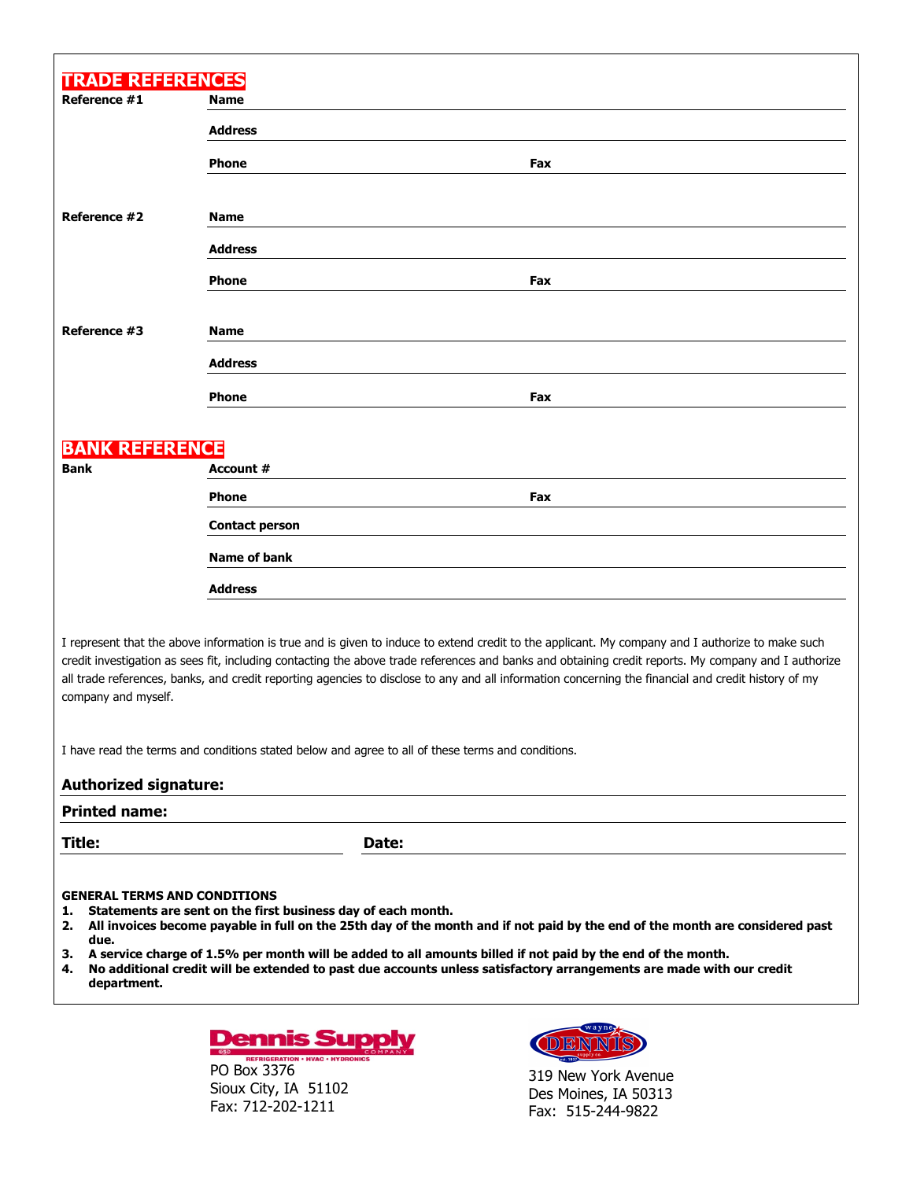## TRADE REFERENCES

**Reference #1**

**Name**

**Address**

**Phone** **Fax**

**Reference #2**

**Name**

**Address**

**Phone** **Fax**

**Reference #3**

**Name**

**Address**

**Phone** **Fax**

## BANK REFERENCE

**Bank**

**Account #**

**Phone** **Fax**

**Contact person**

**Name of bank**

**Address**

I represent that the above information is true and is given to induce to extend credit to the applicant. My company and I authorize to make such credit investigation as sees fit, including contacting the above trade references and banks and obtaining credit reports. My company and I authorize all trade references, banks, and credit reporting agencies to disclose to any and all information concerning the financial and credit history of my company and myself.

I have read the terms and conditions stated below and agree to all of these terms and conditions.

**Authorized signature:**

**Printed name:**

**Title:** **Date:**

**GENERAL TERMS AND CONDITIONS**

1. **Statements are sent on the first business day of each month.**
2. **All invoices become payable in full on the 25th day of the month and if not paid by the end of the month are considered past due.**
3. **A service charge of 1.5% per month will be added to all amounts billed if not paid by the end of the month.**
4. **No additional credit will be extended to past due accounts unless satisfactory arrangements are made with our credit department.**

Dennis Supply Company
REFRIGERATION • HVAC • HYDRONICS
PO Box 3376
Sioux City, IA 51102
Fax: 712-202-1211

Wayne Dennis Supply Co.
319 New York Avenue
Des Moines, IA 50313
Fax: 515-244-9822